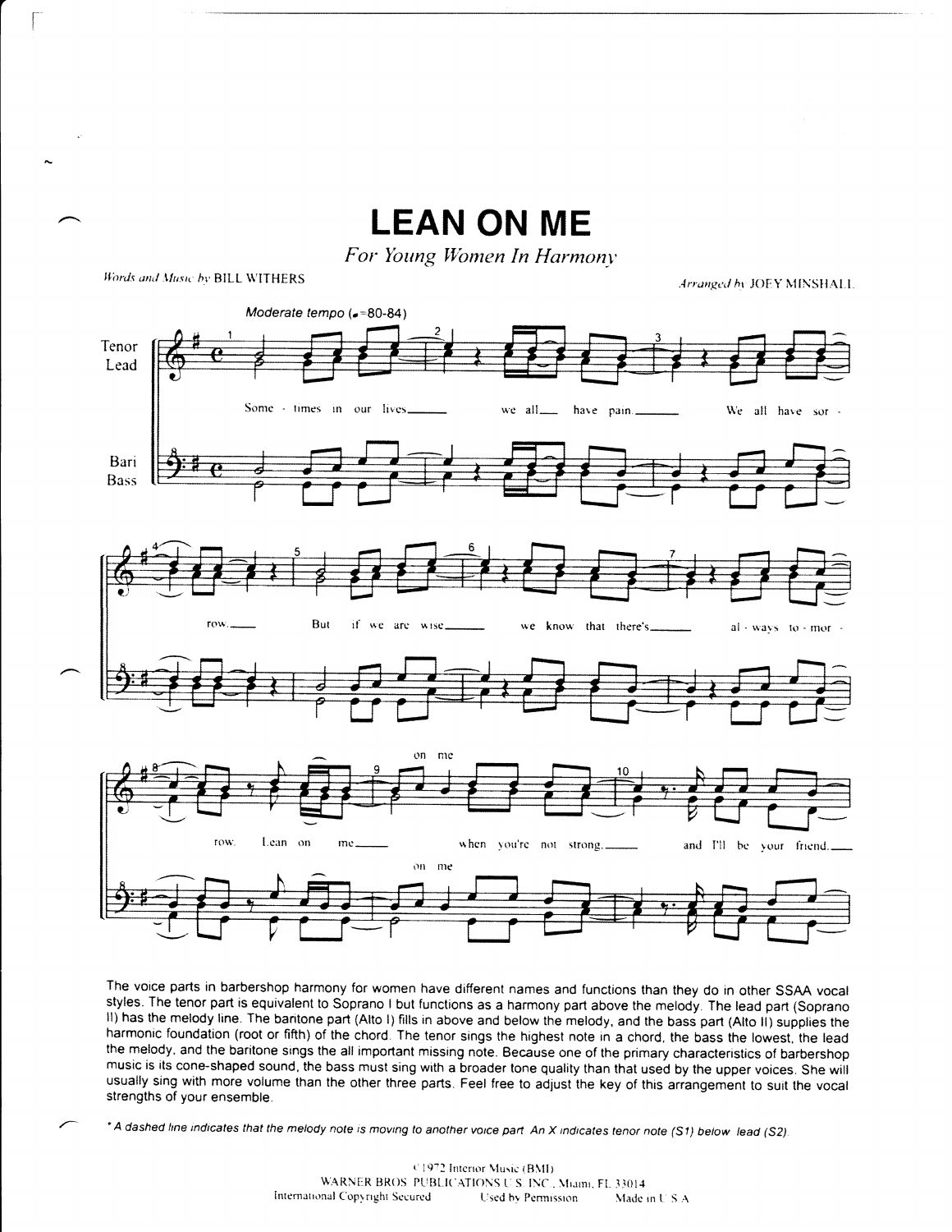# LEAN ON ME

*For Young Women In Harmony*

*Words and Music by* BILL WITHERS

*Arranged by* JOEY MINSHALL

The voice parts in barbershop harmony for women have different names and functions than they do in other SSAA vocal styles. The tenor part is equivalent to Soprano I but functions as a harmony part above the melody. The lead part (Soprano II) has the melody line. The baritone part (Alto I) fills in above and below the melody, and the bass part (Alto II) supplies the harmonic foundation (root or fifth) of the chord. The tenor sings the highest note in a chord, the bass the lowest, the lead the melody, and the baritone sings the all important missing note. Because one of the primary characteristics of barbershop music is its cone-shaped sound, the bass must sing with a broader tone quality than that used by the upper voices. She will usually sing with more volume than the other three parts. Feel free to adjust the key of this arrangement to suit the vocal strengths of your ensemble.

*\* A dashed line indicates that the melody note is moving to another voice part. An X indicates tenor note (S1) below lead (S2).*

© 1972 Interior Music (BMI)
WARNER BROS. PUBLICATIONS U.S. INC., Miami, FL 33014
International Copyright Secured    Used by Permission    Made in U.S.A.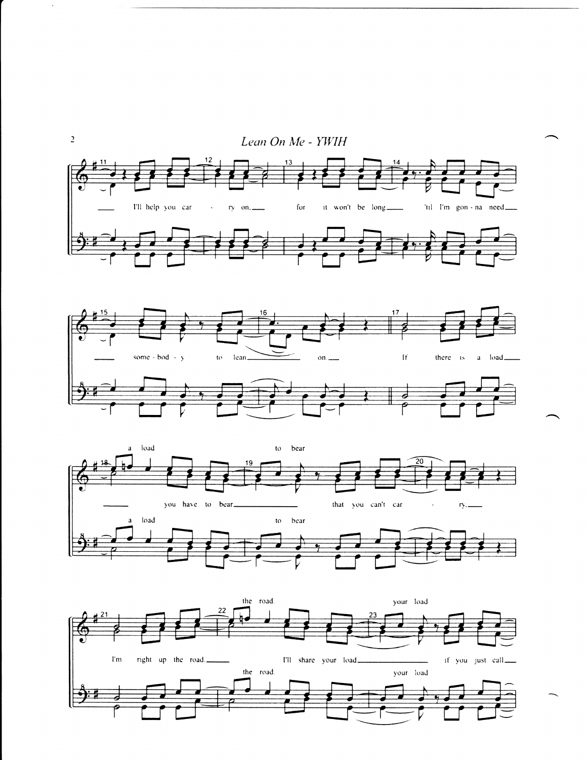I'll help you carry on, for it won't be long 'til I'm gonna need somebody to lean on.

If there is a load you have to bear that you can't carry.

a load to bear

I'm right up the road. I'll share your load if you just call

the road. your load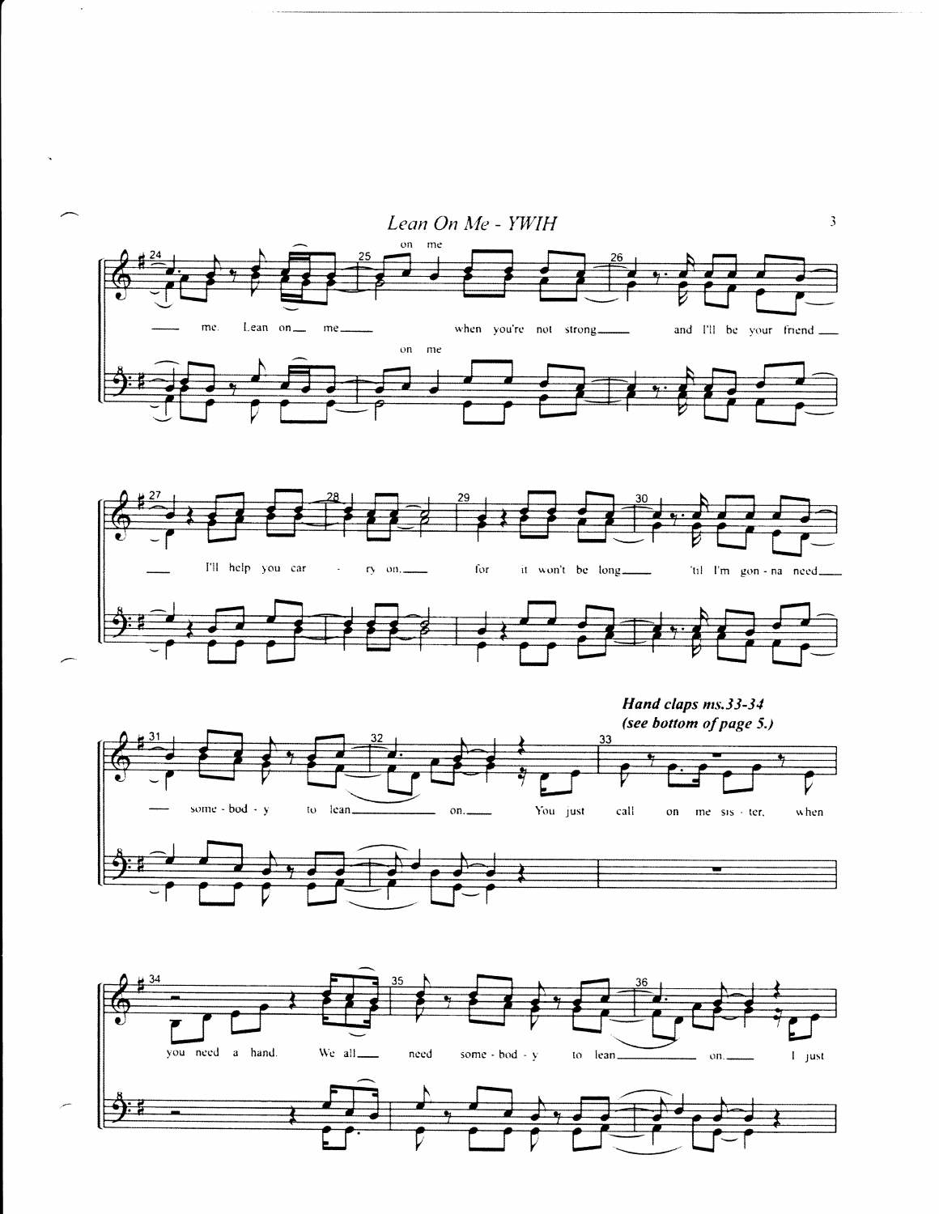**Hand claps ms.33-34**
***(see bottom of page 5.)***

on me

me. Lean on me when you're not strong and I'll be your friend

on me

I'll help you car - ry on. for it won't be long 'til I'm gon - na need

some - bod - y to lean on. You just call on me sis - ter, when

you need a hand. We all need some - bod - y to lean on. I just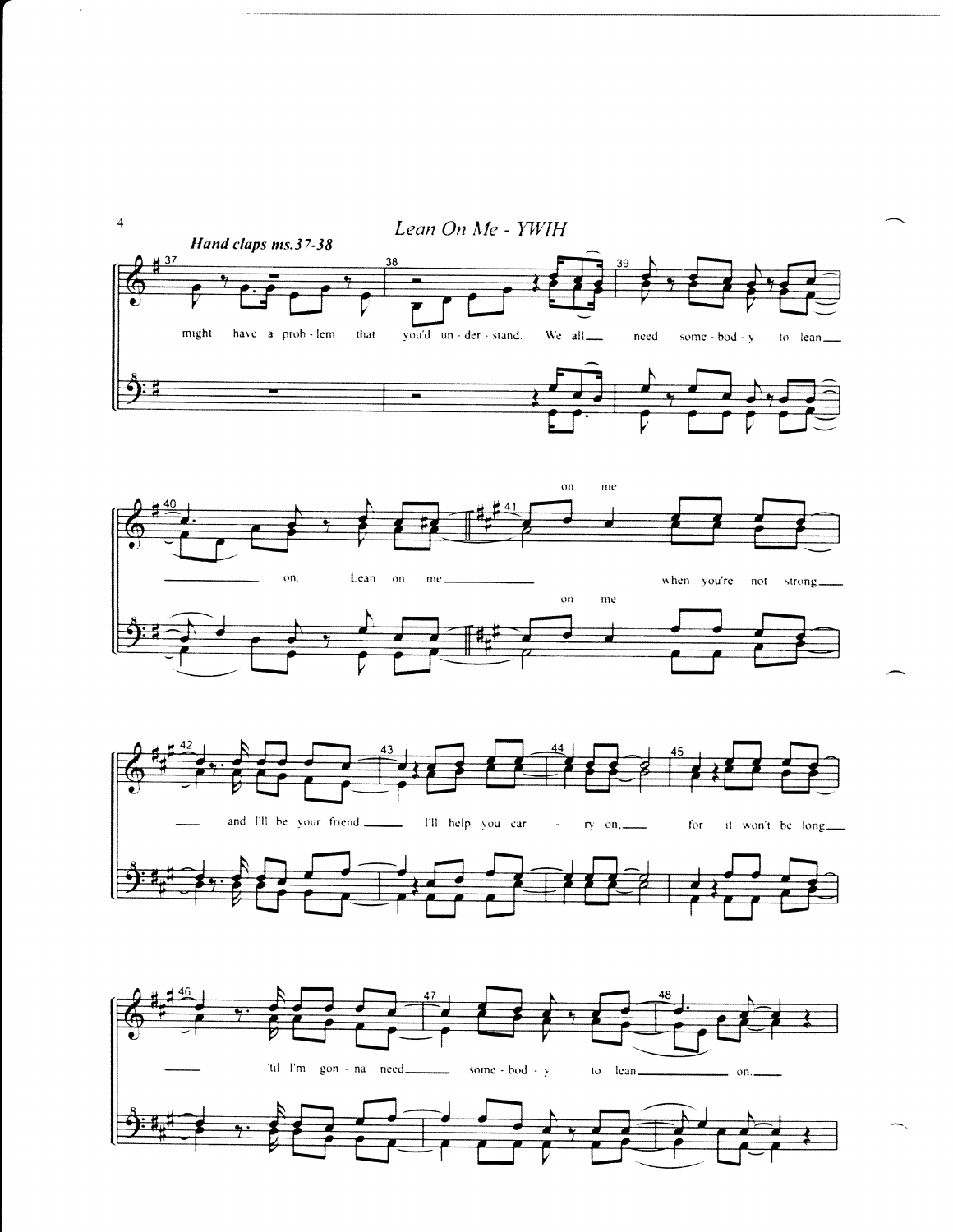*Hand claps ms.37-38*

might have a prob - lem that you'd un - der - stand. We all\_\_ need some - bod - y to lean\_\_

\_\_ on. Lean on me\_\_ on me when you're not strong\_\_

\_\_ and I'll be your friend\_\_ I'll help you car - ry on,\_\_ for it won't be long\_\_

\_\_ 'til I'm gon - na need\_\_ some - bod - y to lean\_\_ on.\_\_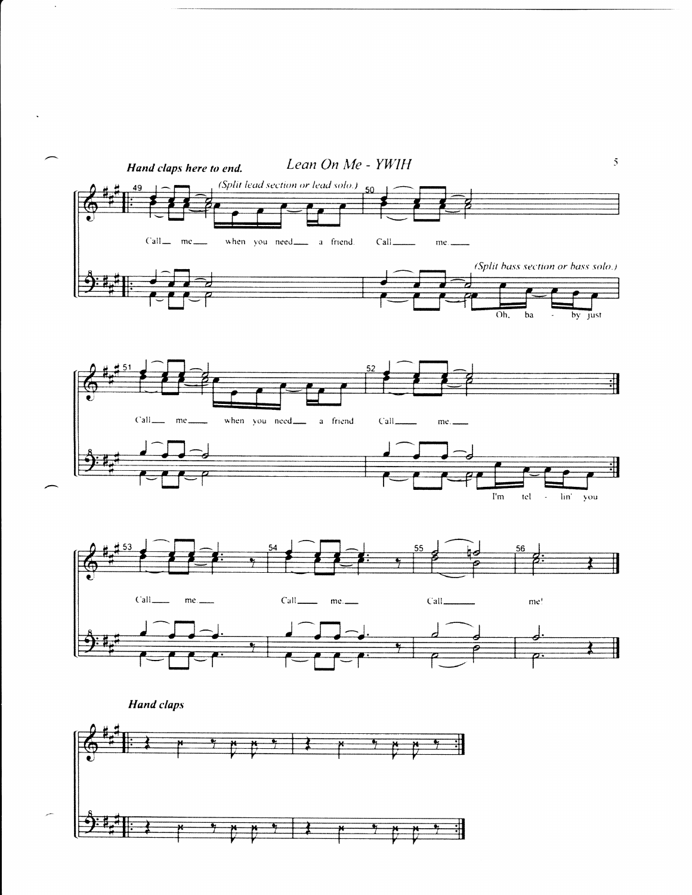*Hand claps here to end.*

49

*(Split lead section or lead solo.)*

Call\_\_ me\_\_ when you need\_\_ a friend. Call\_\_\_\_ me.\_\_\_\_

50

*(Split bass section or bass solo.)*

Oh, ba - by just

51

Call\_\_ me\_\_\_\_ when you need\_\_ a friend Call\_\_\_\_ me.\_\_\_\_

52

I'm tel - lin' you

53

Call\_\_\_\_ me.\_\_\_

54

Call\_\_\_\_ me.\_\_\_

55

Call\_\_\_\_\_\_

56

me!

***Hand claps***